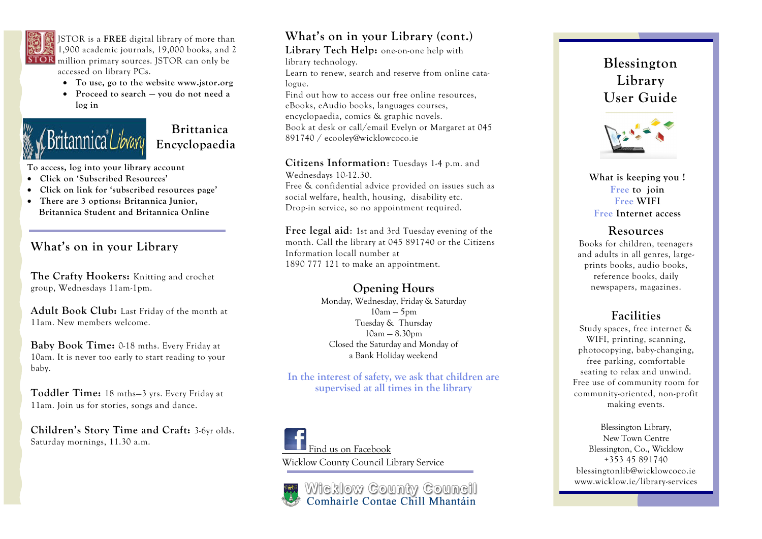JSTOR is a **FREE** digital library of more than 1,900 academic journals, 19,000 books, and 2 million primary sources. JSTOR can only be accessed on library PCs.

- To use, go to the website www.jstor.org
- Proceed to search — you do not need a log in

## Brittanica Encyclopaedia

To access, log into your library account

- Click on 'Subscribed Resources'
- Click on link for 'subscribed resources page'
- There are 3 options: Britannica Junior, Britannica Student and Britannica Online

## What's on in your Library

**The Crafty Hookers:** Knitting and crochet group, Wednesdays 11am-1pm.

**Adult Book Club:** Last Friday of the month at 11am. New members welcome.

**Baby Book Time:** 0-18 mths. Every Friday at 10am. It is never too early to start reading to your baby.

**Toddler Time:** 18 mths—3 yrs. Every Friday at 11am. Join us for stories, songs and dance.

**Children's Story Time and Craft:** 3-6yr olds. Saturday mornings, 11.30 a.m.

## What's on in your Library (cont.)

**Library Tech Help:** one-on-one help with library technology.
Learn to renew, search and reserve from online catalogue.
Find out how to access our free online resources, eBooks, eAudio books, languages courses, encyclopaedia, comics & graphic novels.
Book at desk or call/email Evelyn or Margaret at 045 891740 / ecooley@wicklowcoco.ie

**Citizens Information:** Tuesdays 1-4 p.m. and Wednesdays 10-12.30.
Free & confidential advice provided on issues such as social welfare, health, housing, disability etc.
Drop-in service, so no appointment required.

**Free legal aid:** 1st and 3rd Tuesday evening of the month. Call the library at 045 891740 or the Citizens Information locall number at 1890 777 121 to make an appointment.

## Opening Hours

Monday, Wednesday, Friday & Saturday
10am — 5pm
Tuesday & Thursday
10am — 8.30pm
Closed the Saturday and Monday of a Bank Holiday weekend

In the interest of safety, we ask that children are supervised at all times in the library

Find us on Facebook

Wicklow County Council Library Service

Wicklow County Council
Comhairle Contae Chill Mhantáin

# Blessington Library User Guide

What is keeping you !
Free to join
Free WIFI
Free Internet access

## Resources

Books for children, teenagers and adults in all genres, large-prints books, audio books, reference books, daily newspapers, magazines.

## Facilities

Study spaces, free internet & WIFI, printing, scanning, photocopying, baby-changing, free parking, comfortable seating to relax and unwind.
Free use of community room for community-oriented, non-profit making events.

Blessington Library,
New Town Centre
Blessington, Co., Wicklow
+353 45 891740
blessingtonlib@wicklowcoco.ie
www.wicklow.ie/library-services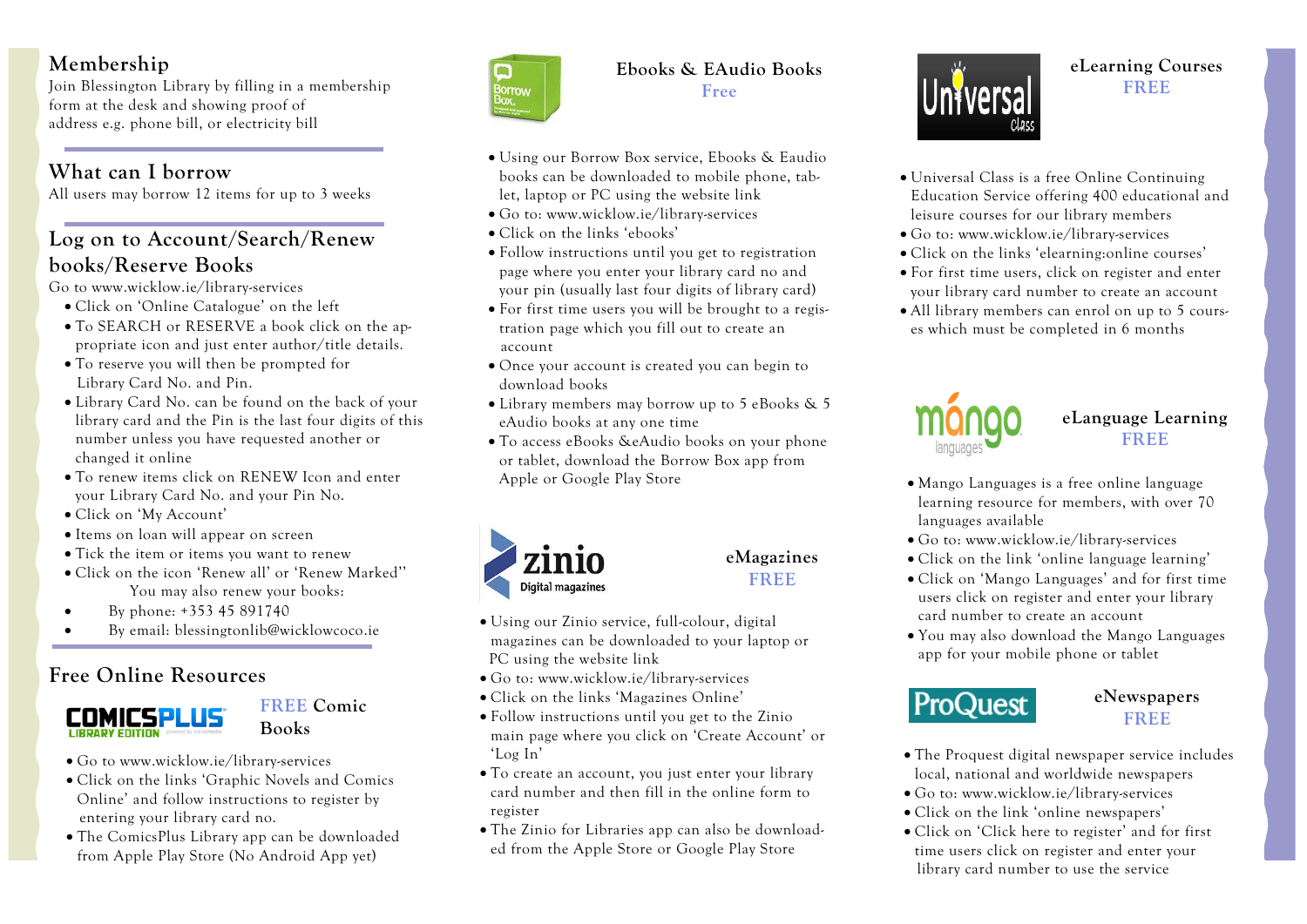## Membership

Join Blessington Library by filling in a membership form at the desk and showing proof of address e.g. phone bill, or electricity bill

## What can I borrow

All users may borrow 12 items for up to 3 weeks

## Log on to Account/Search/Renew books/Reserve Books

Go to www.wicklow.ie/library-services

- Click on 'Online Catalogue' on the left
- To SEARCH or RESERVE a book click on the appropriate icon and just enter author/title details.
- To reserve you will then be prompted for Library Card No. and Pin.
- Library Card No. can be found on the back of your library card and the Pin is the last four digits of this number unless you have requested another or changed it online
- To renew items click on RENEW Icon and enter your Library Card No. and your Pin No.
- Click on 'My Account'
- Items on loan will appear on screen
- Tick the item or items you want to renew
- Click on the icon 'Renew all' or 'Renew Marked''

You may also renew your books:

- By phone: +353 45 891740
- By email: blessingtonlib@wicklowcoco.ie

## Free Online Resources

### FREE Comic Books

- Go to www.wicklow.ie/library-services
- Click on the links 'Graphic Novels and Comics Online' and follow instructions to register by entering your library card no.
- The ComicsPlus Library app can be downloaded from Apple Play Store (No Android App yet)

### Ebooks & EAudio Books

Free

- Using our Borrow Box service, Ebooks & Eaudio books can be downloaded to mobile phone, tablet, laptop or PC using the website link
- Go to: www.wicklow.ie/library-services
- Click on the links 'ebooks'
- Follow instructions until you get to registration page where you enter your library card no and your pin (usually last four digits of library card)
- For first time users you will be brought to a registration page which you fill out to create an account
- Once your account is created you can begin to download books
- Library members may borrow up to 5 eBooks & 5 eAudio books at any one time
- To access eBooks &eAudio books on your phone or tablet, download the Borrow Box app from Apple or Google Play Store

### eMagazines

FREE

- Using our Zinio service, full-colour, digital magazines can be downloaded to your laptop or PC using the website link
- Go to: www.wicklow.ie/library-services
- Click on the links 'Magazines Online'
- Follow instructions until you get to the Zinio main page where you click on 'Create Account' or 'Log In'
- To create an account, you just enter your library card number and then fill in the online form to register
- The Zinio for Libraries app can also be downloaded from the Apple Store or Google Play Store

### eLearning Courses

FREE

- Universal Class is a free Online Continuing Education Service offering 400 educational and leisure courses for our library members
- Go to: www.wicklow.ie/library-services
- Click on the links 'elearning:online courses'
- For first time users, click on register and enter your library card number to create an account
- All library members can enrol on up to 5 courses which must be completed in 6 months

### eLanguage Learning

FREE

- Mango Languages is a free online language learning resource for members, with over 70 languages available
- Go to: www.wicklow.ie/library-services
- Click on the link 'online language learning'
- Click on 'Mango Languages' and for first time users click on register and enter your library card number to create an account
- You may also download the Mango Languages app for your mobile phone or tablet

### eNewspapers

FREE

- The Proquest digital newspaper service includes local, national and worldwide newspapers
- Go to: www.wicklow.ie/library-services
- Click on the link 'online newspapers'
- Click on 'Click here to register' and for first time users click on register and enter your library card number to use the service